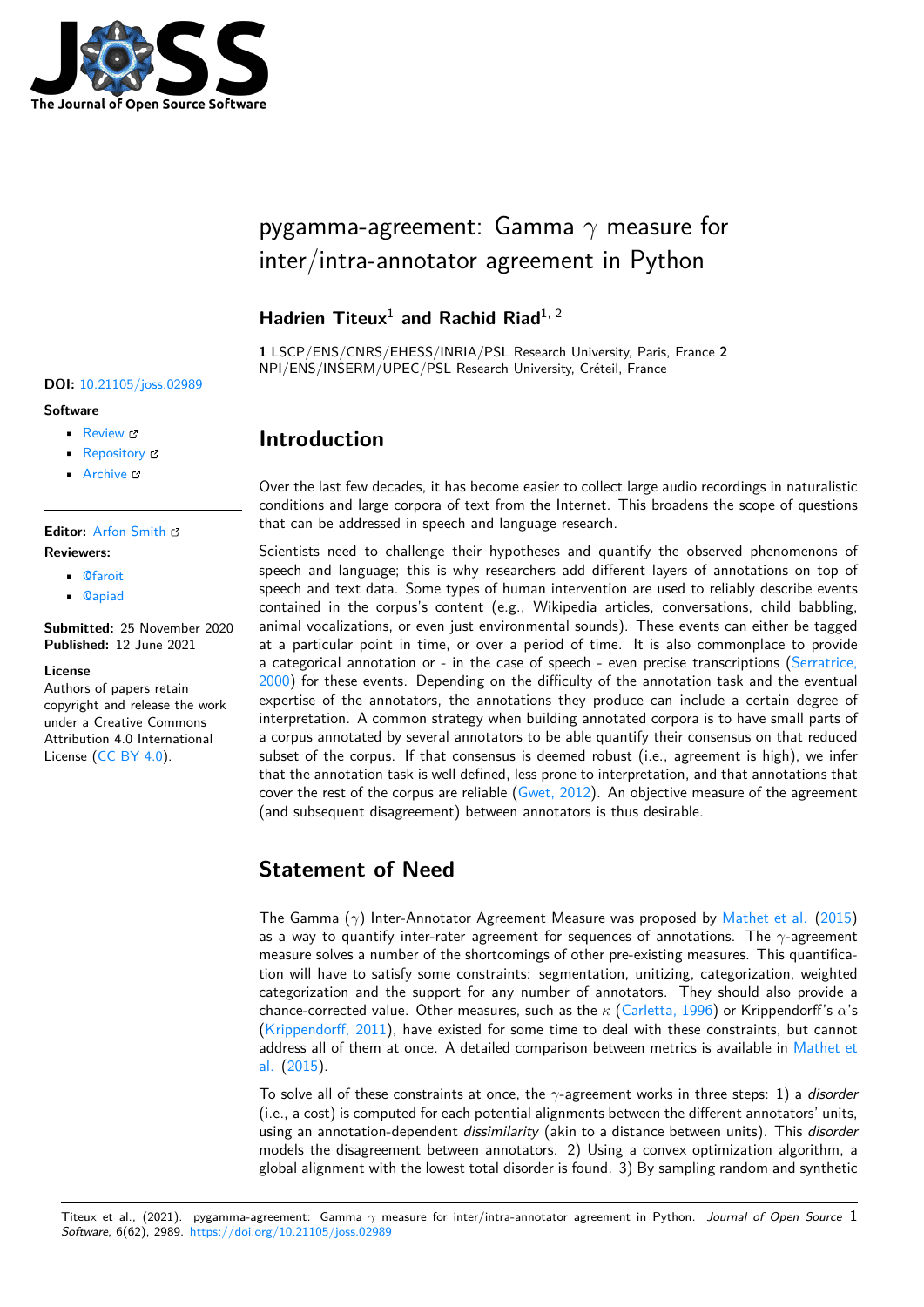# pygamma-agreement: Gamma $\gamma$ measure for inter/intra-annotator agreement in Python

**Hadrien Titeux**[1] **and Rachid Riad**[1, 2]

**1** LSCP/ENS/CNRS/EHESS/INRIA/PSL Research University, Paris, France **2** NPI/ENS/INSERM/UPEC/PSL Research University, Créteil, France

**DOI:** 10.21105/joss.02989

**Software**

- Review
- Repository
- Archive

**Editor:** Arfon Smith

**Reviewers:**

- @faroit
- @apiad

**Submitted:** 25 November 2020
**Published:** 12 June 2021

**License**
Authors of papers retain copyright and release the work under a Creative Commons Attribution 4.0 International License (CC BY 4.0).

## Introduction

Over the last few decades, it has become easier to collect large audio recordings in naturalistic conditions and large corpora of text from the Internet. This broadens the scope of questions that can be addressed in speech and language research.

Scientists need to challenge their hypotheses and quantify the observed phenomenons of speech and language; this is why researchers add different layers of annotations on top of speech and text data. Some types of human intervention are used to reliably describe events contained in the corpus's content (e.g., Wikipedia articles, conversations, child babbling, animal vocalizations, or even just environmental sounds). These events can either be tagged at a particular point in time, or over a period of time. It is also commonplace to provide a categorical annotation or - in the case of speech - even precise transcriptions (Serratrice, 2000) for these events. Depending on the difficulty of the annotation task and the eventual expertise of the annotators, the annotations they produce can include a certain degree of interpretation. A common strategy when building annotated corpora is to have small parts of a corpus annotated by several annotators to be able quantify their consensus on that reduced subset of the corpus. If that consensus is deemed robust (i.e., agreement is high), we infer that the annotation task is well defined, less prone to interpretation, and that annotations that cover the rest of the corpus are reliable (Gwet, 2012). An objective measure of the agreement (and subsequent disagreement) between annotators is thus desirable.

## Statement of Need

The Gamma ($\gamma$) Inter-Annotator Agreement Measure was proposed by Mathet et al. (2015) as a way to quantify inter-rater agreement for sequences of annotations. The $\gamma$-agreement measure solves a number of the shortcomings of other pre-existing measures. This quantification will have to satisfy some constraints: segmentation, unitizing, categorization, weighted categorization and the support for any number of annotators. They should also provide a chance-corrected value. Other measures, such as the $\kappa$ (Carletta, 1996) or Krippendorff's $\alpha$'s (Krippendorff, 2011), have existed for some time to deal with these constraints, but cannot address all of them at once. A detailed comparison between metrics is available in Mathet et al. (2015).

To solve all of these constraints at once, the $\gamma$-agreement works in three steps: 1) a *disorder* (i.e., a cost) is computed for each potential alignments between the different annotators' units, using an annotation-dependent *dissimilarity* (akin to a distance between units). This *disorder* models the disagreement between annotators. 2) Using a convex optimization algorithm, a global alignment with the lowest total disorder is found. 3) By sampling random and synthetic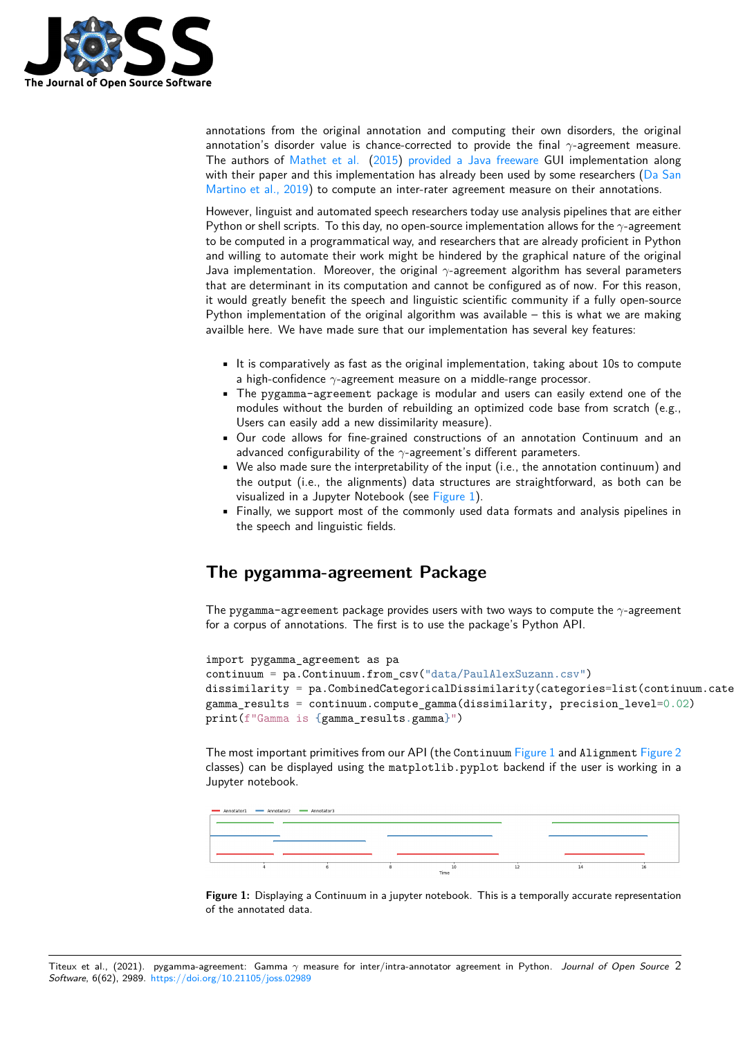annotations from the original annotation and computing their own disorders, the original annotation's disorder value is chance-corrected to provide the final $\gamma$-agreement measure. The authors of Mathet et al. (2015) provided a Java freeware GUI implementation along with their paper and this implementation has already been used by some researchers (Da San Martino et al., 2019) to compute an inter-rater agreement measure on their annotations.

However, linguist and automated speech researchers today use analysis pipelines that are either Python or shell scripts. To this day, no open-source implementation allows for the $\gamma$-agreement to be computed in a programmatical way, and researchers that are already proficient in Python and willing to automate their work might be hindered by the graphical nature of the original Java implementation. Moreover, the original $\gamma$-agreement algorithm has several parameters that are determinant in its computation and cannot be configured as of now. For this reason, it would greatly benefit the speech and linguistic scientific community if a fully open-source Python implementation of the original algorithm was available – this is what we are making availble here. We have made sure that our implementation has several key features:

- It is comparatively as fast as the original implementation, taking about 10s to compute a high-confidence $\gamma$-agreement measure on a middle-range processor.
- The `pygamma-agreement` package is modular and users can easily extend one of the modules without the burden of rebuilding an optimized code base from scratch (e.g., Users can easily add a new dissimilarity measure).
- Our code allows for fine-grained constructions of an annotation Continuum and an advanced configurability of the $\gamma$-agreement's different parameters.
- We also made sure the interpretability of the input (i.e., the annotation continuum) and the output (i.e., the alignments) data structures are straightforward, as both can be visualized in a Jupyter Notebook (see Figure 1).
- Finally, we support most of the commonly used data formats and analysis pipelines in the speech and linguistic fields.

## The pygamma-agreement Package

The `pygamma-agreement` package provides users with two ways to compute the $\gamma$-agreement for a corpus of annotations. The first is to use the package's Python API.

```
import pygamma_agreement as pa
continuum = pa.Continuum.from_csv("data/PaulAlexSuzann.csv")
dissimilarity = pa.CombinedCategoricalDissimilarity(categories=list(continuum.cate
gamma_results = continuum.compute_gamma(dissimilarity, precision_level=0.02)
print(f"Gamma is {gamma_results.gamma}")
```

The most important primitives from our API (the `Continuum` Figure 1 and `Alignment` Figure 2 classes) can be displayed using the `matplotlib.pyplot` backend if the user is working in a Jupyter notebook.

**Figure 1:** Displaying a Continuum in a jupyter notebook. This is a temporally accurate representation of the annotated data.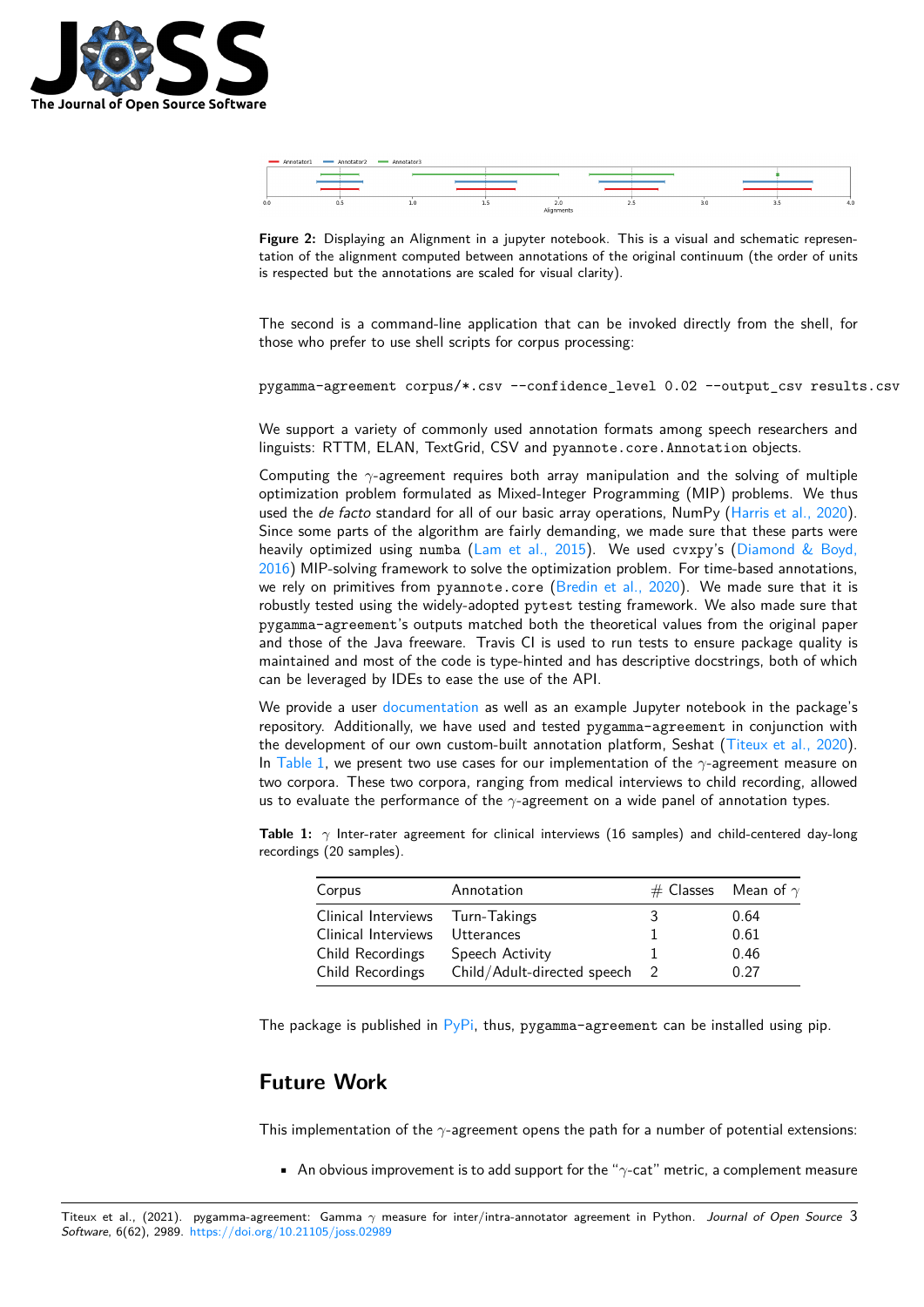**Figure 2:** Displaying an Alignment in a jupyter notebook. This is a visual and schematic representation of the alignment computed between annotations of the original continuum (the order of units is respected but the annotations are scaled for visual clarity).

The second is a command-line application that can be invoked directly from the shell, for those who prefer to use shell scripts for corpus processing:

```
pygamma-agreement corpus/*.csv --confidence_level 0.02 --output_csv results.csv
```

We support a variety of commonly used annotation formats among speech researchers and linguists: RTTM, ELAN, TextGrid, CSV and `pyannote.core.Annotation` objects.

Computing the $\gamma$-agreement requires both array manipulation and the solving of multiple optimization problem formulated as Mixed-Integer Programming (MIP) problems. We thus used the *de facto* standard for all of our basic array operations, NumPy (Harris et al., 2020). Since some parts of the algorithm are fairly demanding, we made sure that these parts were heavily optimized using `numba` (Lam et al., 2015). We used `cvxpy`'s (Diamond & Boyd, 2016) MIP-solving framework to solve the optimization problem. For time-based annotations, we rely on primitives from `pyannote.core` (Bredin et al., 2020). We made sure that it is robustly tested using the widely-adopted `pytest` testing framework. We also made sure that `pygamma-agreement`'s outputs matched both the theoretical values from the original paper and those of the Java freeware. Travis CI is used to run tests to ensure package quality is maintained and most of the code is type-hinted and has descriptive docstrings, both of which can be leveraged by IDEs to ease the use of the API.

We provide a user documentation as well as an example Jupyter notebook in the package's repository. Additionally, we have used and tested `pygamma-agreement` in conjunction with the development of our own custom-built annotation platform, Seshat (Titeux et al., 2020). In Table 1, we present two use cases for our implementation of the $\gamma$-agreement measure on two corpora. These two corpora, ranging from medical interviews to child recording, allowed us to evaluate the performance of the $\gamma$-agreement on a wide panel of annotation types.

**Table 1:** $\gamma$ Inter-rater agreement for clinical interviews (16 samples) and child-centered day-long recordings (20 samples).

| Corpus | Annotation | # Classes | Mean of $\gamma$ |
|---|---|---|---|
| Clinical Interviews | Turn-Takings | 3 | 0.64 |
| Clinical Interviews | Utterances | 1 | 0.61 |
| Child Recordings | Speech Activity | 1 | 0.46 |
| Child Recordings | Child/Adult-directed speech | 2 | 0.27 |

The package is published in PyPi, thus, `pygamma-agreement` can be installed using pip.

## Future Work

This implementation of the $\gamma$-agreement opens the path for a number of potential extensions:

- An obvious improvement is to add support for the "$\gamma$-cat" metric, a complement measure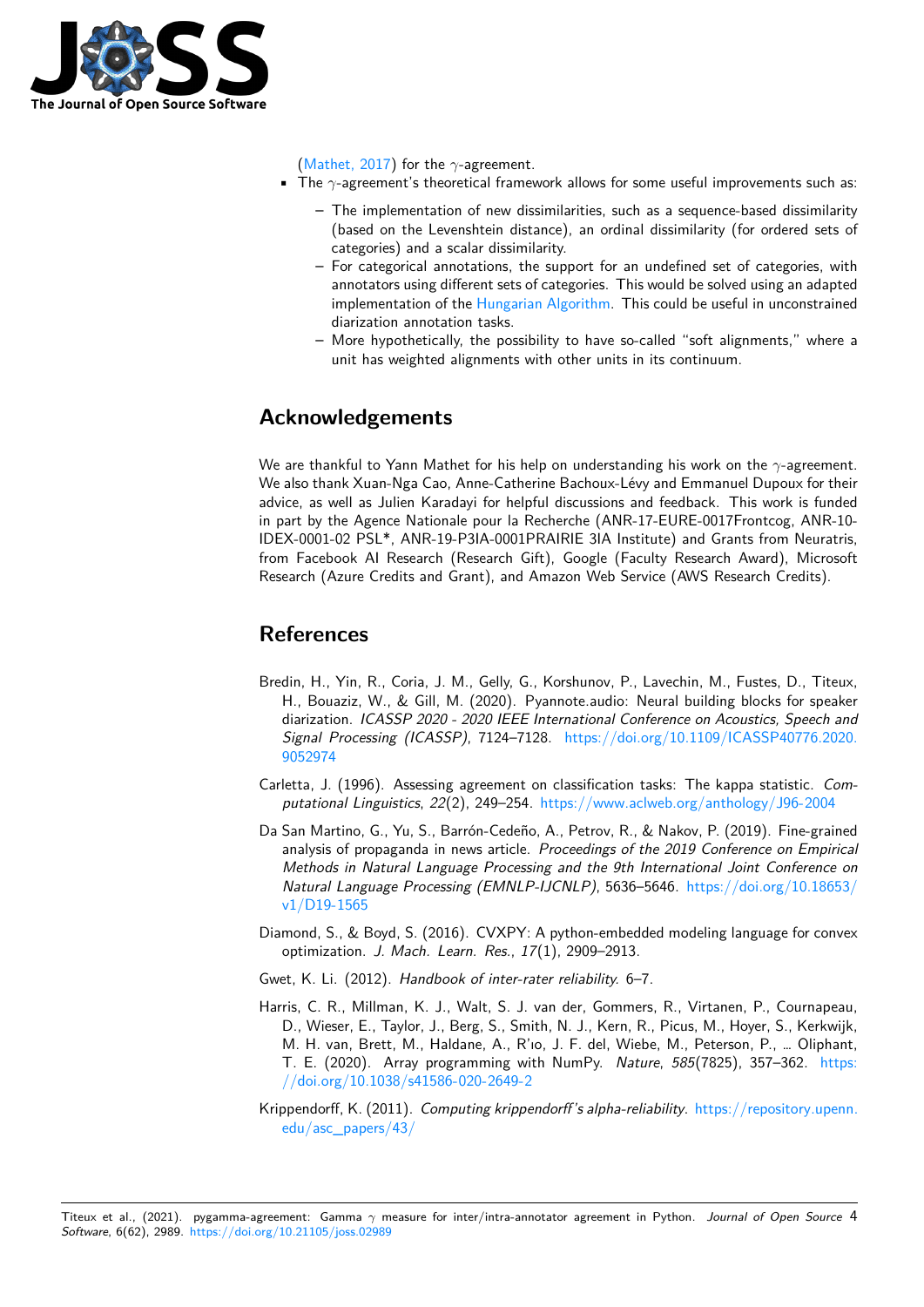(Mathet, 2017) for the $\gamma$-agreement.

- The $\gamma$-agreement's theoretical framework allows for some useful improvements such as:
  - The implementation of new dissimilarities, such as a sequence-based dissimilarity (based on the Levenshtein distance), an ordinal dissimilarity (for ordered sets of categories) and a scalar dissimilarity.
  - For categorical annotations, the support for an undefined set of categories, with annotators using different sets of categories. This would be solved using an adapted implementation of the Hungarian Algorithm. This could be useful in unconstrained diarization annotation tasks.
  - More hypothetically, the possibility to have so-called "soft alignments," where a unit has weighted alignments with other units in its continuum.

## Acknowledgements

We are thankful to Yann Mathet for his help on understanding his work on the $\gamma$-agreement. We also thank Xuan-Nga Cao, Anne-Catherine Bachoux-Lévy and Emmanuel Dupoux for their advice, as well as Julien Karadayi for helpful discussions and feedback. This work is funded in part by the Agence Nationale pour la Recherche (ANR-17-EURE-0017Frontcog, ANR-10-IDEX-0001-02 PSL*, ANR-19-P3IA-0001PRAIRIE 3IA Institute) and Grants from Neuratris, from Facebook AI Research (Research Gift), Google (Faculty Research Award), Microsoft Research (Azure Credits and Grant), and Amazon Web Service (AWS Research Credits).

## References

Bredin, H., Yin, R., Coria, J. M., Gelly, G., Korshunov, P., Lavechin, M., Fustes, D., Titeux, H., Bouaziz, W., & Gill, M. (2020). Pyannote.audio: Neural building blocks for speaker diarization. *ICASSP 2020 - 2020 IEEE International Conference on Acoustics, Speech and Signal Processing (ICASSP)*, 7124–7128. https://doi.org/10.1109/ICASSP40776.2020.9052974

Carletta, J. (1996). Assessing agreement on classification tasks: The kappa statistic. *Computational Linguistics*, *22*(2), 249–254. https://www.aclweb.org/anthology/J96-2004

Da San Martino, G., Yu, S., Barrón-Cedeño, A., Petrov, R., & Nakov, P. (2019). Fine-grained analysis of propaganda in news article. *Proceedings of the 2019 Conference on Empirical Methods in Natural Language Processing and the 9th International Joint Conference on Natural Language Processing (EMNLP-IJCNLP)*, 5636–5646. https://doi.org/10.18653/v1/D19-1565

Diamond, S., & Boyd, S. (2016). CVXPY: A python-embedded modeling language for convex optimization. *J. Mach. Learn. Res.*, *17*(1), 2909–2913.

Gwet, K. Li. (2012). *Handbook of inter-rater reliability.* 6–7.

Harris, C. R., Millman, K. J., Walt, S. J. van der, Gommers, R., Virtanen, P., Cournapeau, D., Wieser, E., Taylor, J., Berg, S., Smith, N. J., Kern, R., Picus, M., Hoyer, S., Kerkwijk, M. H. van, Brett, M., Haldane, A., R'ıo, J. F. del, Wiebe, M., Peterson, P., … Oliphant, T. E. (2020). Array programming with NumPy. *Nature*, *585*(7825), 357–362. https://doi.org/10.1038/s41586-020-2649-2

Krippendorff, K. (2011). *Computing krippendorff's alpha-reliability*. https://repository.upenn.edu/asc_papers/43/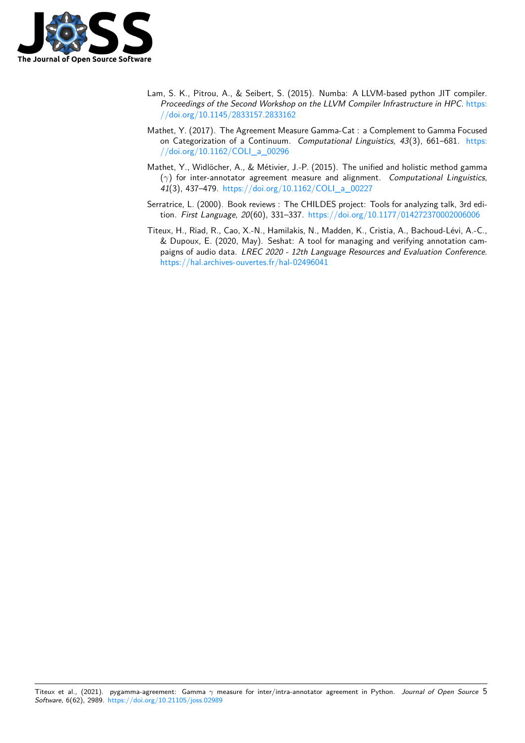Lam, S. K., Pitrou, A., & Seibert, S. (2015). Numba: A LLVM-based python JIT compiler. *Proceedings of the Second Workshop on the LLVM Compiler Infrastructure in HPC*. https://doi.org/10.1145/2833157.2833162

Mathet, Y. (2017). The Agreement Measure Gamma-Cat : a Complement to Gamma Focused on Categorization of a Continuum. *Computational Linguistics*, *43*(3), 661–681. https://doi.org/10.1162/COLI_a_00296

Mathet, Y., Widlöcher, A., & Métivier, J.-P. (2015). The unified and holistic method gamma ($\gamma$) for inter-annotator agreement measure and alignment. *Computational Linguistics*, *41*(3), 437–479. https://doi.org/10.1162/COLI_a_00227

Serratrice, L. (2000). Book reviews : The CHILDES project: Tools for analyzing talk, 3rd edition. *First Language*, *20*(60), 331–337. https://doi.org/10.1177/014272370002006006

Titeux, H., Riad, R., Cao, X.-N., Hamilakis, N., Madden, K., Cristia, A., Bachoud-Lévi, A.-C., & Dupoux, E. (2020, May). Seshat: A tool for managing and verifying annotation campaigns of audio data. *LREC 2020 - 12th Language Resources and Evaluation Conference*. https://hal.archives-ouvertes.fr/hal-02496041